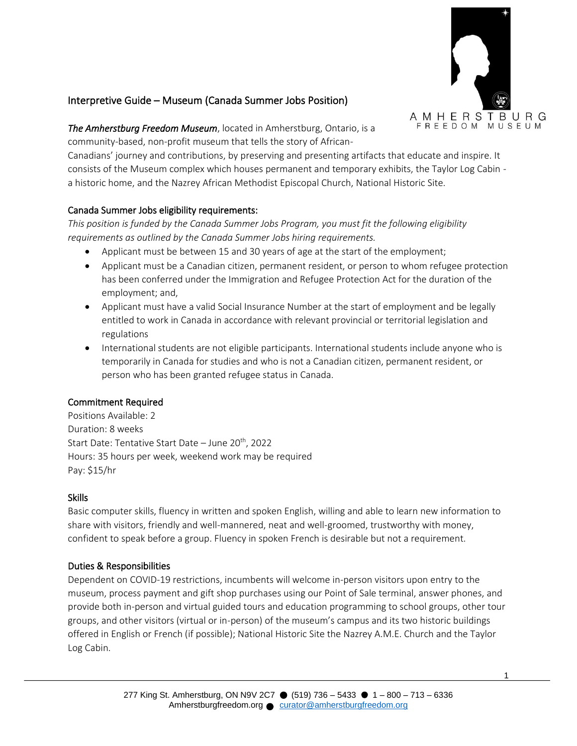# Interpretive Guide – Museum (Canada Summer Jobs Position)

AMHERSTBURG FREEDOM MUSEUM

***The Amherstburg Freedom Museum***, located in Amherstburg, Ontario, is a community-based, non-profit museum that tells the story of African-Canadians' journey and contributions, by preserving and presenting artifacts that educate and inspire. It consists of the Museum complex which houses permanent and temporary exhibits, the Taylor Log Cabin - a historic home, and the Nazrey African Methodist Episcopal Church, National Historic Site.

## Canada Summer Jobs eligibility requirements:

*This position is funded by the Canada Summer Jobs Program, you must fit the following eligibility requirements as outlined by the Canada Summer Jobs hiring requirements.*

- Applicant must be between 15 and 30 years of age at the start of the employment;
- Applicant must be a Canadian citizen, permanent resident, or person to whom refugee protection has been conferred under the Immigration and Refugee Protection Act for the duration of the employment; and,
- Applicant must have a valid Social Insurance Number at the start of employment and be legally entitled to work in Canada in accordance with relevant provincial or territorial legislation and regulations
- International students are not eligible participants. International students include anyone who is temporarily in Canada for studies and who is not a Canadian citizen, permanent resident, or person who has been granted refugee status in Canada.

## Commitment Required

Positions Available: 2
Duration: 8 weeks
Start Date: Tentative Start Date – June 20th, 2022
Hours: 35 hours per week, weekend work may be required
Pay: $15/hr

## Skills

Basic computer skills, fluency in written and spoken English, willing and able to learn new information to share with visitors, friendly and well-mannered, neat and well-groomed, trustworthy with money, confident to speak before a group. Fluency in spoken French is desirable but not a requirement.

## Duties & Responsibilities

Dependent on COVID-19 restrictions, incumbents will welcome in-person visitors upon entry to the museum, process payment and gift shop purchases using our Point of Sale terminal, answer phones, and provide both in-person and virtual guided tours and education programming to school groups, other tour groups, and other visitors (virtual or in-person) of the museum's campus and its two historic buildings offered in English or French (if possible); National Historic Site the Nazrey A.M.E. Church and the Taylor Log Cabin.

277 King St. Amherstburg, ON N9V 2C7 ● (519) 736 – 5433 ● 1 – 800 – 713 – 6336
Amherstburgfreedom.org ● curator@amherstburgfreedom.org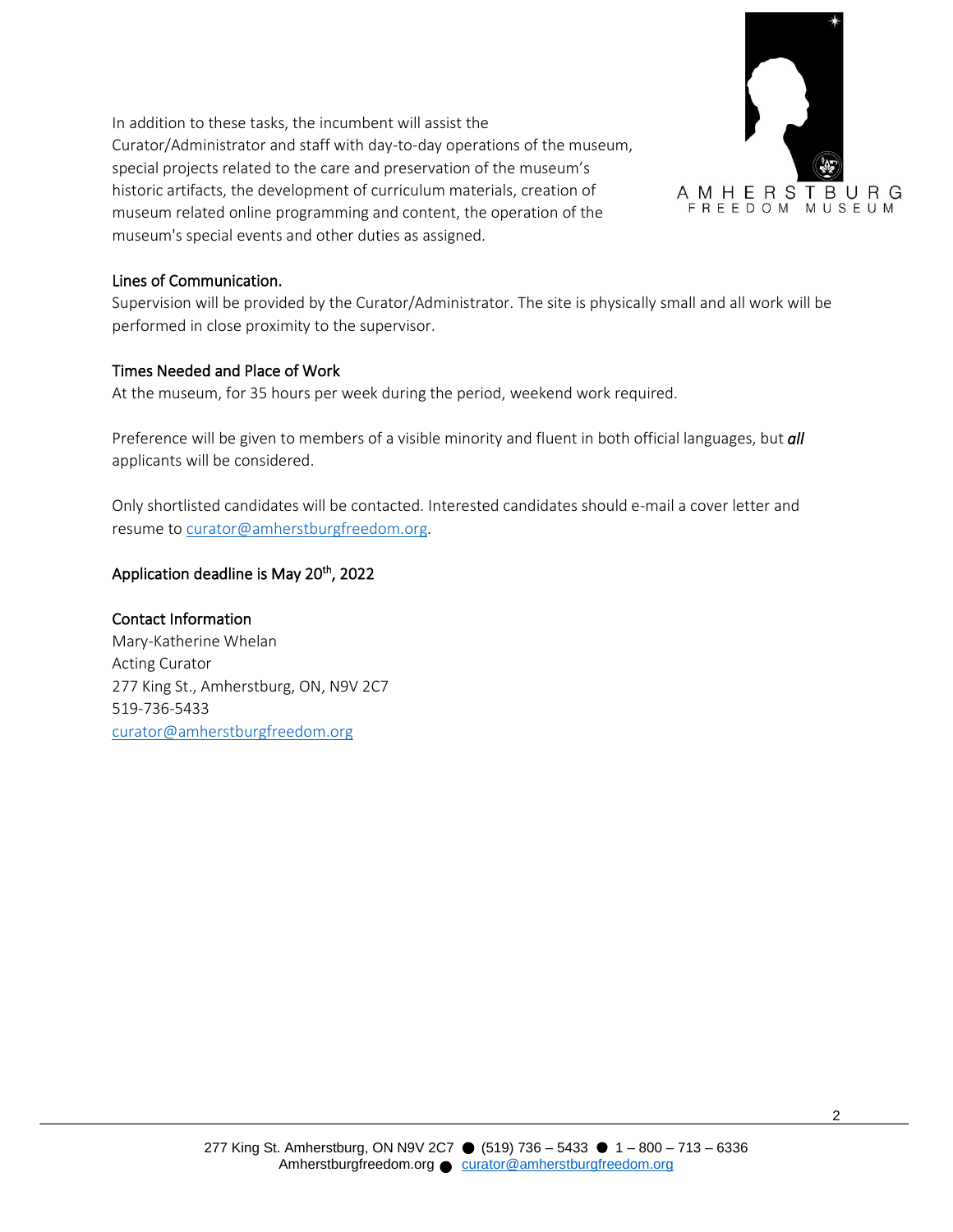In addition to these tasks, the incumbent will assist the Curator/Administrator and staff with day-to-day operations of the museum, special projects related to the care and preservation of the museum's historic artifacts, the development of curriculum materials, creation of museum related online programming and content, the operation of the museum's special events and other duties as assigned.

### Lines of Communication.

Supervision will be provided by the Curator/Administrator. The site is physically small and all work will be performed in close proximity to the supervisor.

### Times Needed and Place of Work

At the museum, for 35 hours per week during the period, weekend work required.

Preference will be given to members of a visible minority and fluent in both official languages, but ***all*** applicants will be considered.

Only shortlisted candidates will be contacted. Interested candidates should e-mail a cover letter and resume to curator@amherstburgfreedom.org.

### Application deadline is May 20th, 2022

### Contact Information

Mary-Katherine Whelan
Acting Curator
277 King St., Amherstburg, ON, N9V 2C7
519-736-5433
curator@amherstburgfreedom.org